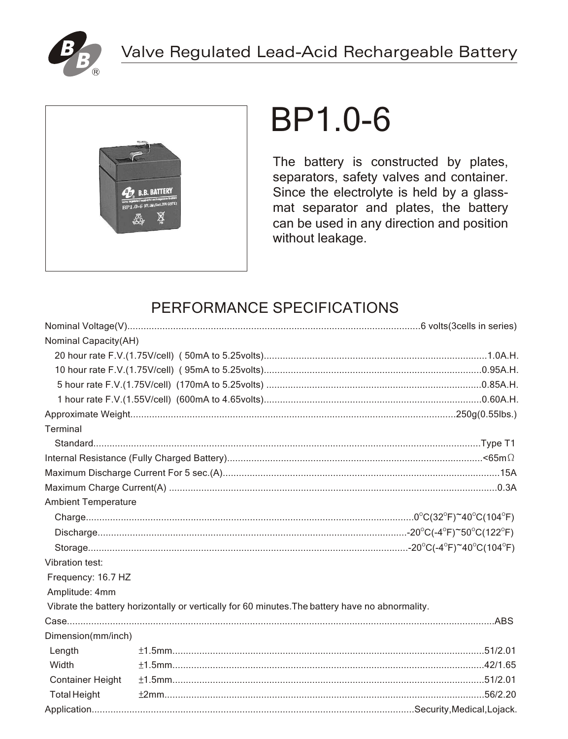# Valve Regulated Lead-Acid Rechargeable Battery

# BP1.0-6

The battery is constructed by plates, separators, safety valves and container. Since the electrolyte is held by a glass-mat separator and plates, the battery can be used in any direction and position without leakage.

## PERFORMANCE SPECIFICATIONS

| Specification | Value |
|---|---|
| Nominal Voltage(V) | 6 volts(3cells in series) |
| Nominal Capacity(AH) | |
| 20 hour rate F.V.(1.75V/cell) ( 50mA to 5.25volts) | 1.0A.H. |
| 10 hour rate F.V.(1.75V/cell) ( 95mA to 5.25volts) | 0.95A.H. |
| 5 hour rate F.V.(1.75V/cell) (170mA to 5.25volts) | 0.85A.H. |
| 1 hour rate F.V.(1.55V/cell) (600mA to 4.65volts) | 0.60A.H. |
| Approximate Weight | 250g(0.55lbs.) |
| Terminal | |
| Standard | Type T1 |
| Internal Resistance (Fully Charged Battery) | <65mΩ |
| Maximum Discharge Current For 5 sec.(A) | 15A |
| Maximum Charge Current(A) | 0.3A |
| Ambient Temperature | |
| Charge | 0°C(32°F)~40°C(104°F) |
| Discharge | -20°C(-4°F)~50°C(122°F) |
| Storage | -20°C(-4°F)~40°C(104°F) |

Vibration test:

Frequency: 16.7 HZ

Amplitude: 4mm

Vibrate the battery horizontally or vertically for 60 minutes.The battery have no abnormality.

| Specification | Tolerance | Value |
|---|---|---|
| Case | | ABS |
| Dimension(mm/inch) | | |
| Length | ±1.5mm | 51/2.01 |
| Width | ±1.5mm | 42/1.65 |
| Container Height | ±1.5mm | 51/2.01 |
| Total Height | ±2mm | 56/2.20 |
| Application | | Security,Medical,Lojack. |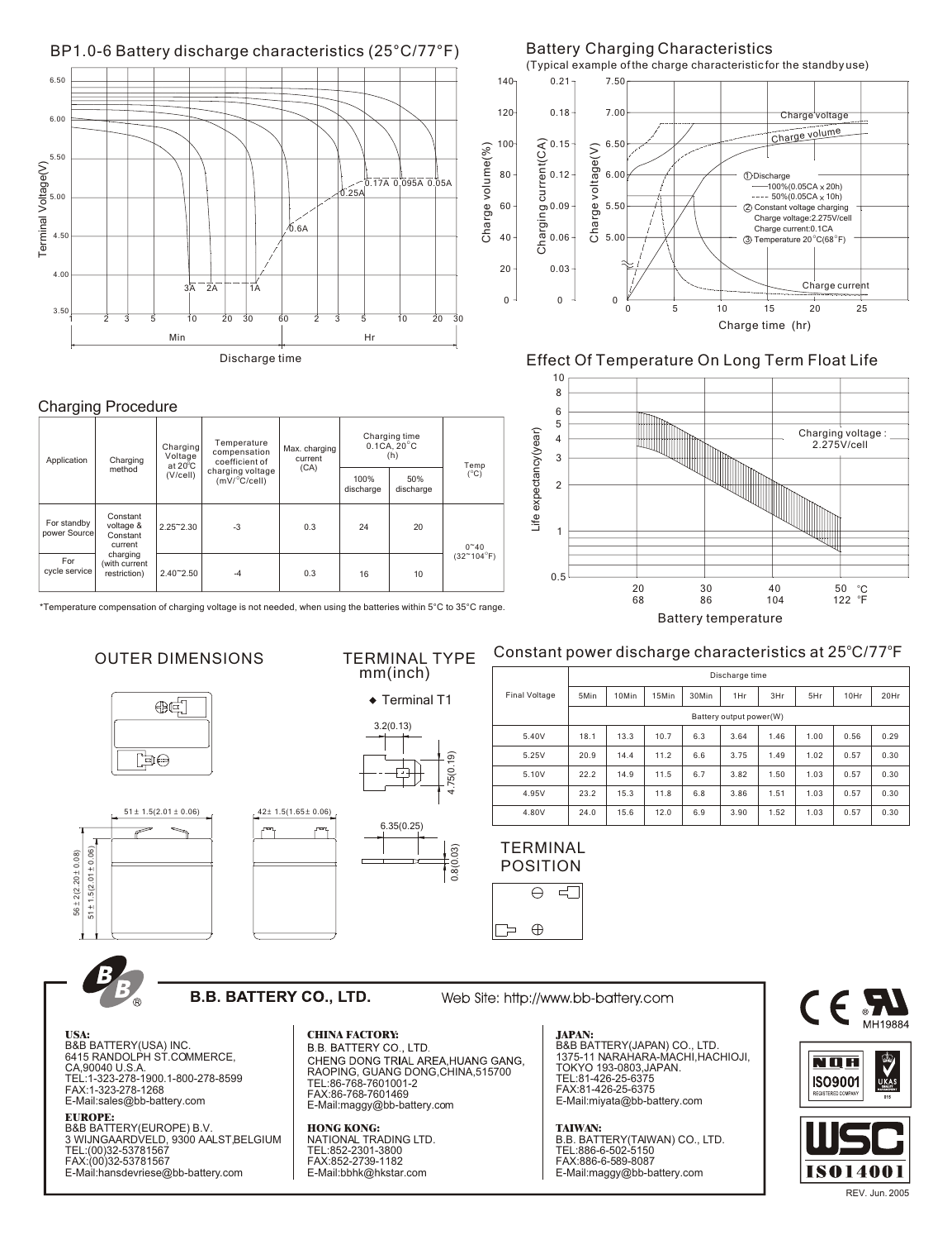## BP1.0-6 Battery discharge characteristics (25°C/77°F)

Terminal Voltage(V)

6.50
6.00
5.50
5.00
4.50
4.00
3.50

3A 2A 1A 0.6A 0.25A 0.17A 0.095A 0.05A

1 2 3 5 10 20 30 60 2 3 5 10 20 30

Min Hr

Discharge time

## Battery Charging Characteristics

(Typical example of the charge characteristic for the standby use)

Charge volume(%) Charging current(CA) Charge voltage(V)

140 0.21 7.50
120 0.18 7.00
100 0.15 6.50
80 0.12 6.00
60 0.09 5.50
40 0.06 5.00
20 0.03
0 0 0

Charge voltage
Charge volume
Charge current

① Discharge
—— 100%(0.05CA x 20h)
---- 50%(0.05CA x 10h)
② Constant voltage charging
Charge voltage:2.275V/cell
Charge current:0.1CA
③ Temperature 20°C(68°F)

0 5 10 15 20 25

Charge time (hr)

## Charging Procedure

| Application | Charging method | Charging Voltage at 20°C (V/cell) | Temperature compensation coefficient of charging voltage (mV/°C/cell) | Max. charging current (CA) | Charging time 0.1CA, 20°C (h) | | Temp (°C) |
|---|---|---|---|---|---|---|---|
| | | | | | 100% discharge | 50% discharge | |
| For standby power Source | Constant voltage & Constant current charging (with current restriction) | 2.25~2.30 | -3 | 0.3 | 24 | 20 | 0~40 (32~104°F) |
| For cycle service | | 2.40~2.50 | -4 | 0.3 | 16 | 10 | |

*Temperature compensation of charging voltage is not needed, when using the batteries within 5°C to 35°C range.

## Effect Of Temperature On Long Term Float Life

Life expectancy(year)

10
8
6
5
4
3
2
1
0.5

Charging voltage : 2.275V/cell

20 30 40 50 °C
68 86 104 122 °F

Battery temperature

## OUTER DIMENSIONS

51 ± 1.5(2.01 ± 0.06)

42± 1.5(1.65± 0.06)

56 ± 2(2.20 ± 0.08)

51 ± 1.5(2.01 ± 0.06)

## TERMINAL TYPE mm(inch)

◆ Terminal T1

3.2(0.13)

4.75(0.19)

6.35(0.25)

0.8(0.03)

## Constant power discharge characteristics at 25°C/77°F

| Final Voltage | Discharge time | | | | | | | | |
|---|---|---|---|---|---|---|---|---|---|
| | 5Min | 10Min | 15Min | 30Min | 1Hr | 3Hr | 5Hr | 10Hr | 20Hr |
| | Battery output power(W) | | | | | | | | |
| 5.40V | 18.1 | 13.3 | 10.7 | 6.3 | 3.64 | 1.46 | 1.00 | 0.56 | 0.29 |
| 5.25V | 20.9 | 14.4 | 11.2 | 6.6 | 3.75 | 1.49 | 1.02 | 0.57 | 0.30 |
| 5.10V | 22.2 | 14.9 | 11.5 | 6.7 | 3.82 | 1.50 | 1.03 | 0.57 | 0.30 |
| 4.95V | 23.2 | 15.3 | 11.8 | 6.8 | 3.86 | 1.51 | 1.03 | 0.57 | 0.30 |
| 4.80V | 24.0 | 15.6 | 12.0 | 6.9 | 3.90 | 1.52 | 1.03 | 0.57 | 0.30 |

## TERMINAL POSITION

**B.B. BATTERY CO., LTD.** Web Site: http://www.bb-battery.com

**USA:**
B&B BATTERY(USA) INC.
6415 RANDOLPH ST.COMMERCE,
CA,90040 U.S.A.
TEL:1-323-278-1900.1-800-278-8599
FAX:1-323-278-1268
E-Mail:sales@bb-battery.com

**EUROPE:**
B&B BATTERY(EUROPE) B.V.
3 WIJNGAARDVELD, 9300 AALST,BELGIUM
TEL:(00)32-53781567
FAX:(00)32-53781567
E-Mail:hansdevriese@bb-battery.com

**CHINA FACTORY:**
B.B. BATTERY CO., LTD.
CHENG DONG TRIAL AREA,HUANG GANG,
RAOPING, GUANG DONG,CHINA,515700
TEL:86-768-7601001-2
FAX:86-768-7601469
E-Mail:maggy@bb-battery.com

**HONG KONG:**
NATIONAL TRADING LTD.
TEL:852-2301-3800
FAX:852-2739-1182
E-Mail:bbhk@hkstar.com

**JAPAN:**
B&B BATTERY(JAPAN) CO., LTD.
1375-11 NARAHARA-MACHI,HACHIOJI,
TOKYO 193-0803,JAPAN.
TEL:81-426-25-6375
FAX:81-426-25-6375
E-Mail:miyata@bb-battery.com

**TAIWAN:**
B.B. BATTERY(TAIWAN) CO., LTD.
TEL:886-6-502-5150
FAX:886-6-589-8087
E-Mail:maggy@bb-battery.com

MH19884

ISO9001

ISO14001

REV. Jun. 2005